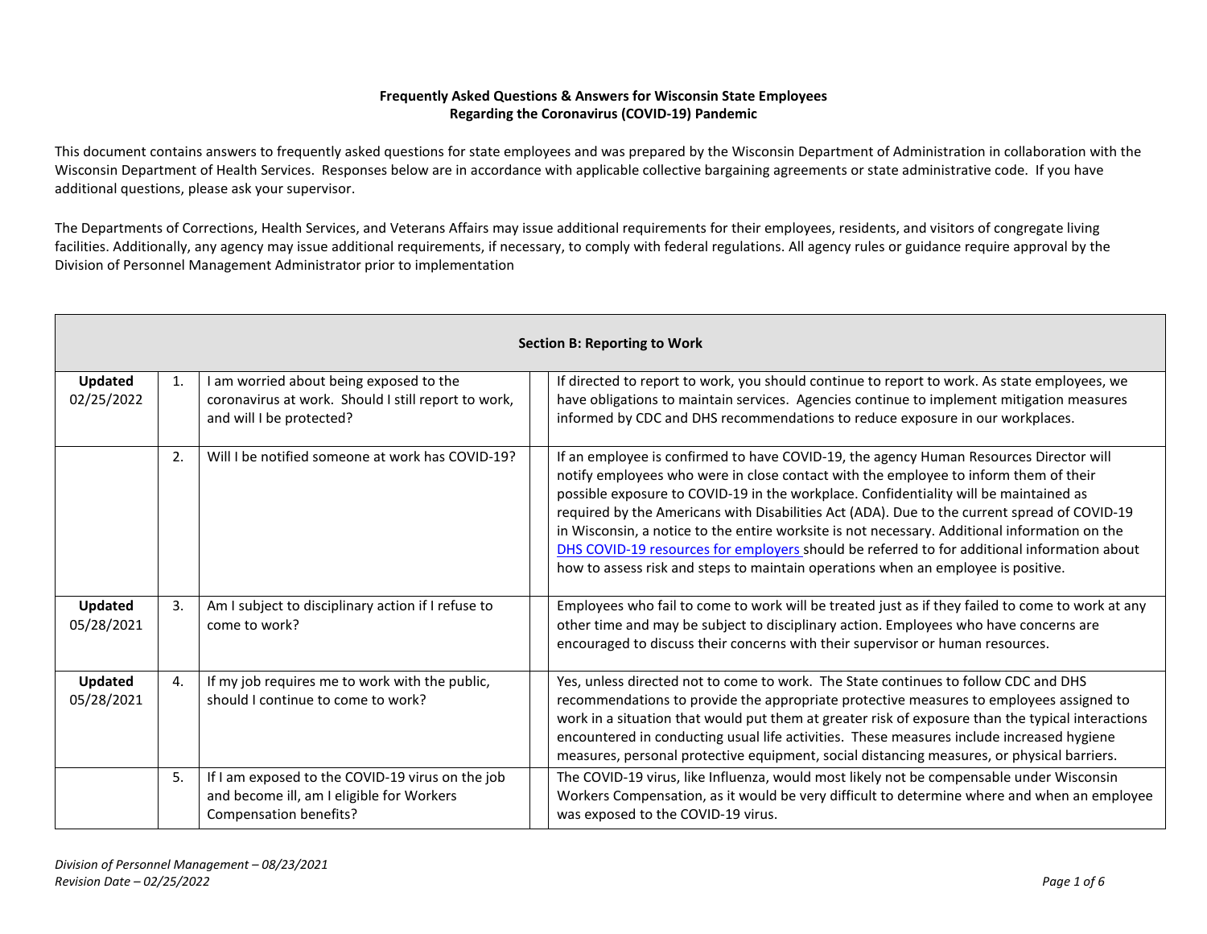**Frequently Asked Questions & Answers for Wisconsin State Employees Regarding the Coronavirus (COVID-19) Pandemic**

This document contains answers to frequently asked questions for state employees and was prepared by the Wisconsin Department of Administration in collaboration with the Wisconsin Department of Health Services. Responses below are in accordance with applicable collective bargaining agreements or state administrative code. If you have additional questions, please ask your supervisor.

The Departments of Corrections, Health Services, and Veterans Affairs may issue additional requirements for their employees, residents, and visitors of congregate living facilities. Additionally, any agency may issue additional requirements, if necessary, to comply with federal regulations. All agency rules or guidance require approval by the Division of Personnel Management Administrator prior to implementation

| **Section B: Reporting to Work** | | | | |
|---|---|---|---|---|
| **Updated** 02/25/2022 | 1. | I am worried about being exposed to the coronavirus at work. Should I still report to work, and will I be protected? | | If directed to report to work, you should continue to report to work. As state employees, we have obligations to maintain services. Agencies continue to implement mitigation measures informed by CDC and DHS recommendations to reduce exposure in our workplaces. |
| | 2. | Will I be notified someone at work has COVID-19? | | If an employee is confirmed to have COVID-19, the agency Human Resources Director will notify employees who were in close contact with the employee to inform them of their possible exposure to COVID-19 in the workplace. Confidentiality will be maintained as required by the Americans with Disabilities Act (ADA). Due to the current spread of COVID-19 in Wisconsin, a notice to the entire worksite is not necessary. Additional information on the DHS COVID-19 resources for employers should be referred to for additional information about how to assess risk and steps to maintain operations when an employee is positive. |
| **Updated** 05/28/2021 | 3. | Am I subject to disciplinary action if I refuse to come to work? | | Employees who fail to come to work will be treated just as if they failed to come to work at any other time and may be subject to disciplinary action. Employees who have concerns are encouraged to discuss their concerns with their supervisor or human resources. |
| **Updated** 05/28/2021 | 4. | If my job requires me to work with the public, should I continue to come to work? | | Yes, unless directed not to come to work. The State continues to follow CDC and DHS recommendations to provide the appropriate protective measures to employees assigned to work in a situation that would put them at greater risk of exposure than the typical interactions encountered in conducting usual life activities. These measures include increased hygiene measures, personal protective equipment, social distancing measures, or physical barriers. |
| | 5. | If I am exposed to the COVID-19 virus on the job and become ill, am I eligible for Workers Compensation benefits? | | The COVID-19 virus, like Influenza, would most likely not be compensable under Wisconsin Workers Compensation, as it would be very difficult to determine where and when an employee was exposed to the COVID-19 virus. |

*Division of Personnel Management – 08/23/2021*
*Revision Date – 02/25/2022*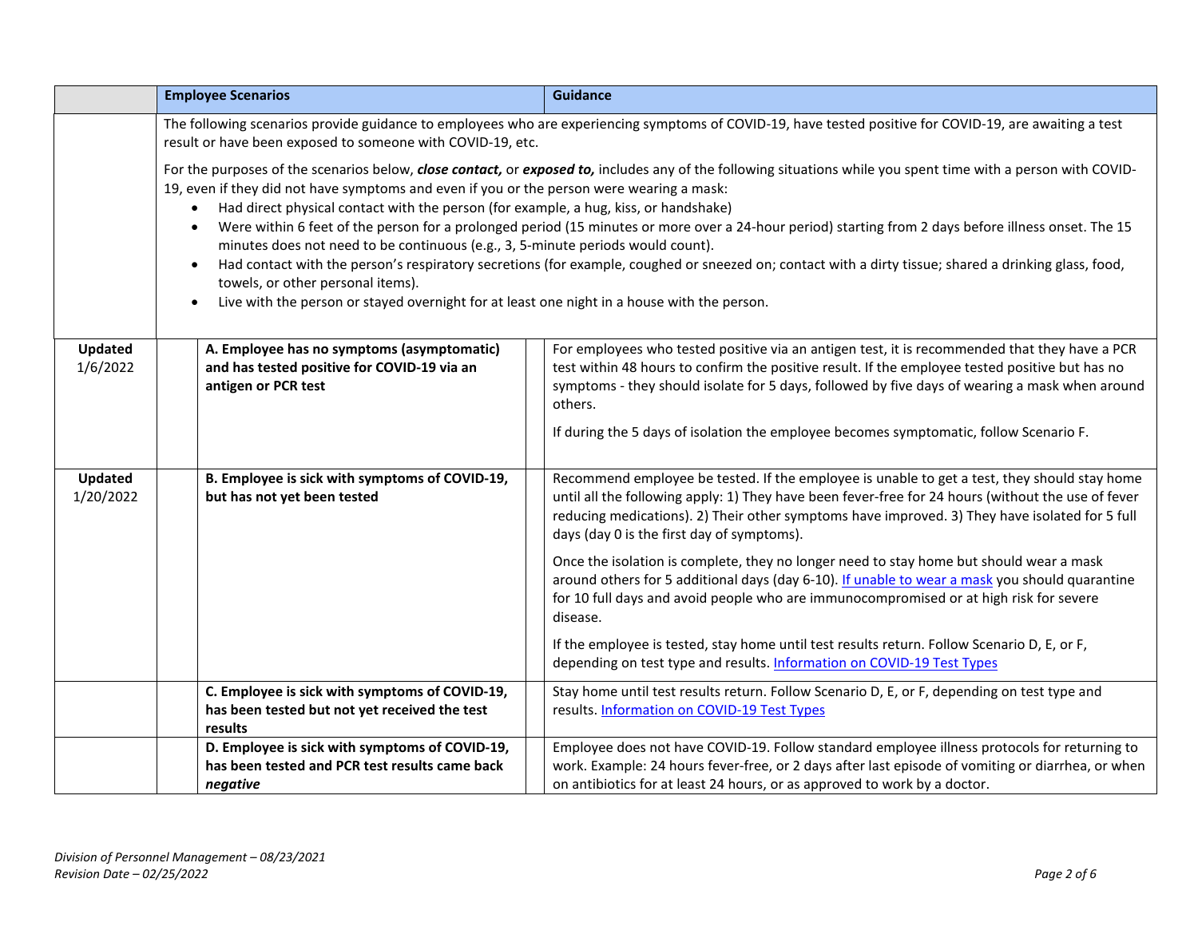| | Employee Scenarios | Guidance |
|---|---|---|
| | The following scenarios provide guidance to employees who are experiencing symptoms of COVID-19, have tested positive for COVID-19, are awaiting a test result or have been exposed to someone with COVID-19, etc.<br><br>For the purposes of the scenarios below, ***close contact,*** or ***exposed to,*** includes any of the following situations while you spent time with a person with COVID-19, even if they did not have symptoms and even if you or the person were wearing a mask:<br>• Had direct physical contact with the person (for example, a hug, kiss, or handshake)<br>• Were within 6 feet of the person for a prolonged period (15 minutes or more over a 24-hour period) starting from 2 days before illness onset. The 15 minutes does not need to be continuous (e.g., 3, 5-minute periods would count).<br>• Had contact with the person's respiratory secretions (for example, coughed or sneezed on; contact with a dirty tissue; shared a drinking glass, food, towels, or other personal items).<br>• Live with the person or stayed overnight for at least one night in a house with the person. | |
| **Updated** 1/6/2022 | **A. Employee has no symptoms (asymptomatic) and has tested positive for COVID-19 via an antigen or PCR test** | For employees who tested positive via an antigen test, it is recommended that they have a PCR test within 48 hours to confirm the positive result. If the employee tested positive but has no symptoms - they should isolate for 5 days, followed by five days of wearing a mask when around others.<br><br>If during the 5 days of isolation the employee becomes symptomatic, follow Scenario F. |
| **Updated** 1/20/2022 | **B. Employee is sick with symptoms of COVID-19, but has not yet been tested** | Recommend employee be tested. If the employee is unable to get a test, they should stay home until all the following apply: 1) They have been fever-free for 24 hours (without the use of fever reducing medications). 2) Their other symptoms have improved. 3) They have isolated for 5 full days (day 0 is the first day of symptoms).<br><br>Once the isolation is complete, they no longer need to stay home but should wear a mask around others for 5 additional days (day 6-10). If unable to wear a mask you should quarantine for 10 full days and avoid people who are immunocompromised or at high risk for severe disease.<br><br>If the employee is tested, stay home until test results return. Follow Scenario D, E, or F, depending on test type and results. Information on COVID-19 Test Types |
| | **C. Employee is sick with symptoms of COVID-19, has been tested but not yet received the test results** | Stay home until test results return. Follow Scenario D, E, or F, depending on test type and results. Information on COVID-19 Test Types |
| | **D. Employee is sick with symptoms of COVID-19, has been tested and PCR test results came back *negative*** | Employee does not have COVID-19. Follow standard employee illness protocols for returning to work. Example: 24 hours fever-free, or 2 days after last episode of vomiting or diarrhea, or when on antibiotics for at least 24 hours, or as approved to work by a doctor. |

*Division of Personnel Management – 08/23/2021*
*Revision Date – 02/25/2022*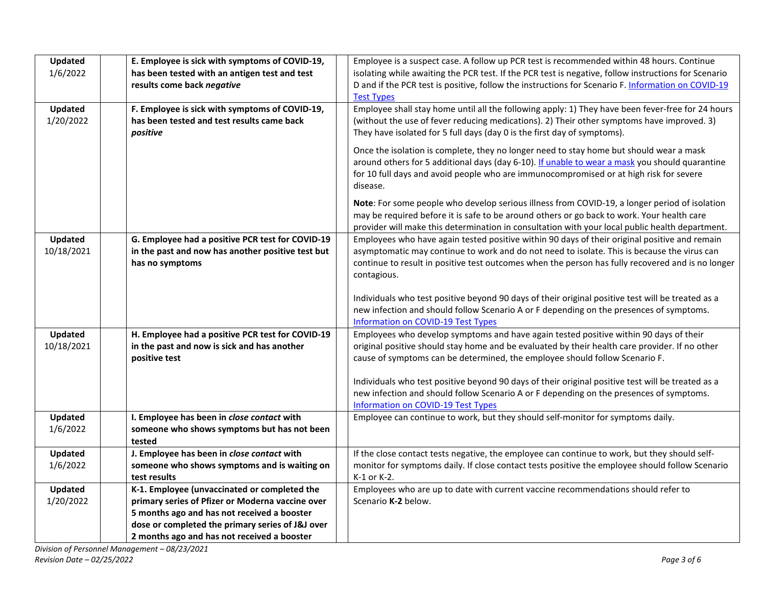| | | | | |
|---|---|---|---|---|
| **Updated** 1/6/2022 | | **E. Employee is sick with symptoms of COVID-19, has been tested with an antigen test and test results come back *negative*** | | Employee is a suspect case. A follow up PCR test is recommended within 48 hours. Continue isolating while awaiting the PCR test. If the PCR test is negative, follow instructions for Scenario D and if the PCR test is positive, follow the instructions for Scenario F. [Information on COVID-19 Test Types]() |
| **Updated** 1/20/2022 | | **F. Employee is sick with symptoms of COVID-19, has been tested and test results came back *positive*** | | Employee shall stay home until all the following apply: 1) They have been fever-free for 24 hours (without the use of fever reducing medications). 2) Their other symptoms have improved. 3) They have isolated for 5 full days (day 0 is the first day of symptoms).<br><br>Once the isolation is complete, they no longer need to stay home but should wear a mask around others for 5 additional days (day 6-10). [If unable to wear a mask]() you should quarantine for 10 full days and avoid people who are immunocompromised or at high risk for severe disease.<br><br>**Note**: For some people who develop serious illness from COVID-19, a longer period of isolation may be required before it is safe to be around others or go back to work. Your health care provider will make this determination in consultation with your local public health department. |
| **Updated** 10/18/2021 | | **G. Employee had a positive PCR test for COVID-19 in the past and now has another positive test but has no symptoms** | | Employees who have again tested positive within 90 days of their original positive and remain asymptomatic may continue to work and do not need to isolate. This is because the virus can continue to result in positive test outcomes when the person has fully recovered and is no longer contagious.<br><br>Individuals who test positive beyond 90 days of their original positive test will be treated as a new infection and should follow Scenario A or F depending on the presences of symptoms. [Information on COVID-19 Test Types]() |
| **Updated** 10/18/2021 | | **H. Employee had a positive PCR test for COVID-19 in the past and now is sick and has another positive test** | | Employees who develop symptoms and have again tested positive within 90 days of their original positive should stay home and be evaluated by their health care provider. If no other cause of symptoms can be determined, the employee should follow Scenario F.<br><br>Individuals who test positive beyond 90 days of their original positive test will be treated as a new infection and should follow Scenario A or F depending on the presences of symptoms. [Information on COVID-19 Test Types]() |
| **Updated** 1/6/2022 | | **I. Employee has been in *close contact* with someone who shows symptoms but has not been tested** | | Employee can continue to work, but they should self-monitor for symptoms daily. |
| **Updated** 1/6/2022 | | **J. Employee has been in *close contact* with someone who shows symptoms and is waiting on test results** | | If the close contact tests negative, the employee can continue to work, but they should self-monitor for symptoms daily. If close contact tests positive the employee should follow Scenario K-1 or K-2. |
| **Updated** 1/20/2022 | | **K-1. Employee (unvaccinated or completed the primary series of Pfizer or Moderna vaccine over 5 months ago and has not received a booster dose or completed the primary series of J&J over 2 months ago and has not received a booster** | | Employees who are up to date with current vaccine recommendations should refer to Scenario **K-2** below. |

*Division of Personnel Management – 08/23/2021*
*Revision Date – 02/25/2022*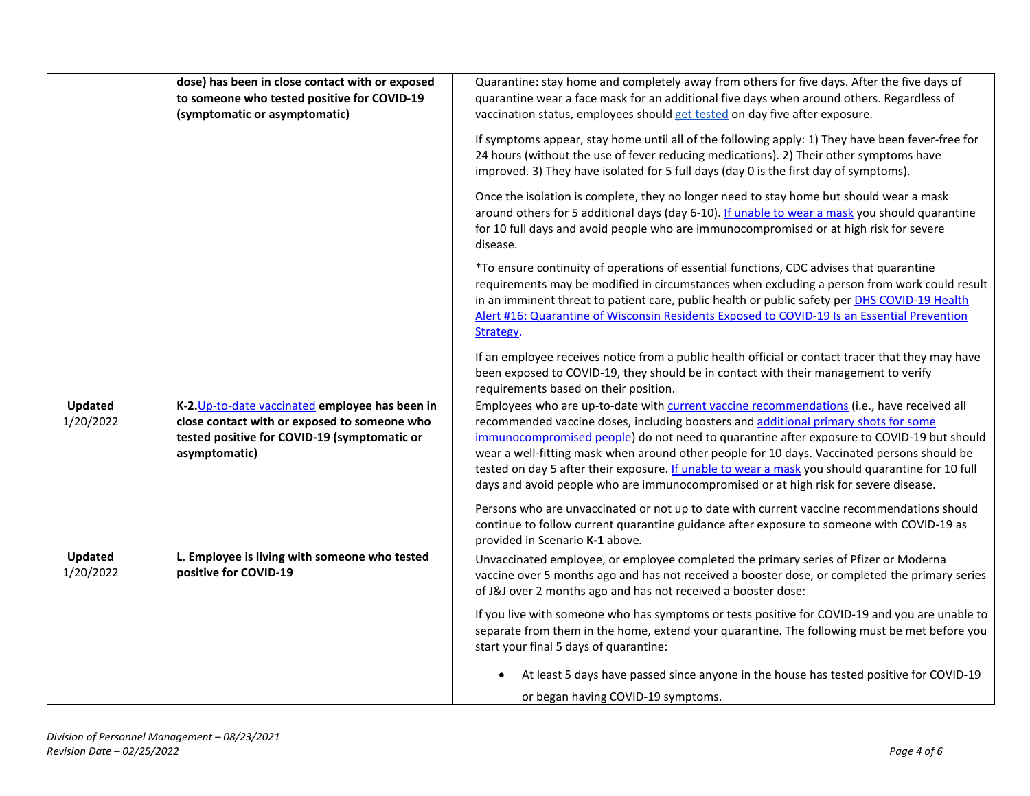| | | | | |
|---|---|---|---|---|
| | | **dose) has been in close contact with or exposed to someone who tested positive for COVID-19 (symptomatic or asymptomatic)** | | Quarantine: stay home and completely away from others for five days. After the five days of quarantine wear a face mask for an additional five days when around others. Regardless of vaccination status, employees should get tested on day five after exposure.<br><br>If symptoms appear, stay home until all of the following apply: 1) They have been fever-free for 24 hours (without the use of fever reducing medications). 2) Their other symptoms have improved. 3) They have isolated for 5 full days (day 0 is the first day of symptoms).<br><br>Once the isolation is complete, they no longer need to stay home but should wear a mask around others for 5 additional days (day 6-10). If unable to wear a mask you should quarantine for 10 full days and avoid people who are immunocompromised or at high risk for severe disease.<br><br>*To ensure continuity of operations of essential functions, CDC advises that quarantine requirements may be modified in circumstances when excluding a person from work could result in an imminent threat to patient care, public health or public safety per DHS COVID-19 Health Alert #16: Quarantine of Wisconsin Residents Exposed to COVID-19 Is an Essential Prevention Strategy.<br><br>If an employee receives notice from a public health official or contact tracer that they may have been exposed to COVID-19, they should be in contact with their management to verify requirements based on their position. |
| **Updated** 1/20/2022 | | **K-2.**Up-to-date vaccinated **employee has been in close contact with or exposed to someone who tested positive for COVID-19 (symptomatic or asymptomatic)** | | Employees who are up-to-date with current vaccine recommendations (i.e., have received all recommended vaccine doses, including boosters and additional primary shots for some immunocompromised people) do not need to quarantine after exposure to COVID-19 but should wear a well-fitting mask when around other people for 10 days. Vaccinated persons should be tested on day 5 after their exposure. If unable to wear a mask you should quarantine for 10 full days and avoid people who are immunocompromised or at high risk for severe disease.<br><br>Persons who are unvaccinated or not up to date with current vaccine recommendations should continue to follow current quarantine guidance after exposure to someone with COVID-19 as provided in Scenario **K-1** above. |
| **Updated** 1/20/2022 | | **L. Employee is living with someone who tested positive for COVID-19** | | Unvaccinated employee, or employee completed the primary series of Pfizer or Moderna vaccine over 5 months ago and has not received a booster dose, or completed the primary series of J&J over 2 months ago and has not received a booster dose:<br><br>If you live with someone who has symptoms or tests positive for COVID-19 and you are unable to separate from them in the home, extend your quarantine. The following must be met before you start your final 5 days of quarantine:<br><br>• At least 5 days have passed since anyone in the house has tested positive for COVID-19 or began having COVID-19 symptoms. |

*Division of Personnel Management – 08/23/2021*
*Revision Date – 02/25/2022*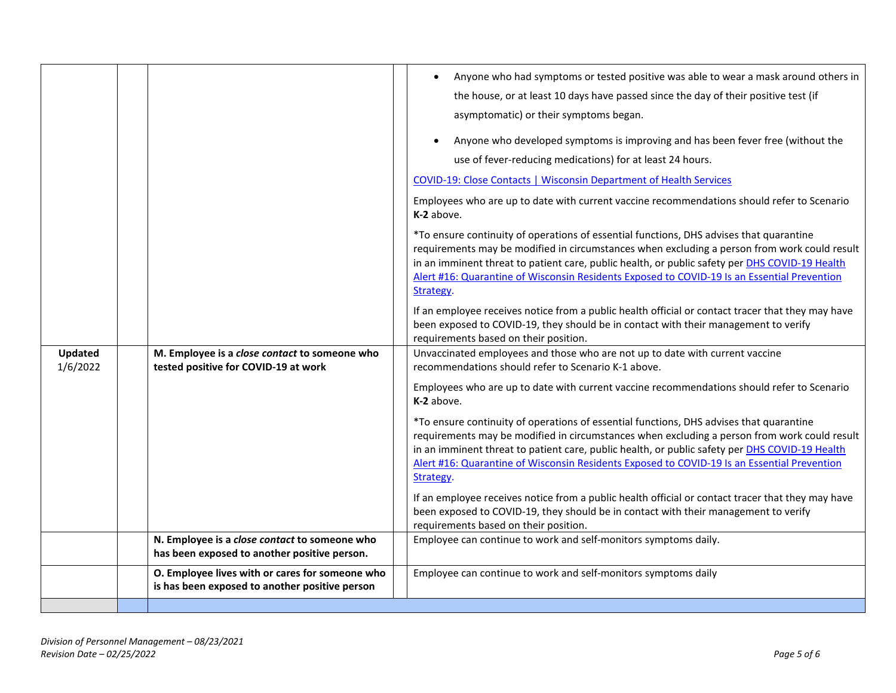| | | | | |
|---|---|---|---|---|
| | | | | • Anyone who had symptoms or tested positive was able to wear a mask around others in the house, or at least 10 days have passed since the day of their positive test (if asymptomatic) or their symptoms began.<br>• Anyone who developed symptoms is improving and has been fever free (without the use of fever-reducing medications) for at least 24 hours.<br><br>COVID-19: Close Contacts \| Wisconsin Department of Health Services<br><br>Employees who are up to date with current vaccine recommendations should refer to Scenario **K-2** above.<br><br>*To ensure continuity of operations of essential functions, DHS advises that quarantine requirements may be modified in circumstances when excluding a person from work could result in an imminent threat to patient care, public health, or public safety per DHS COVID-19 Health Alert #16: Quarantine of Wisconsin Residents Exposed to COVID-19 Is an Essential Prevention Strategy.<br><br>If an employee receives notice from a public health official or contact tracer that they may have been exposed to COVID-19, they should be in contact with their management to verify requirements based on their position. |
| **Updated** 1/6/2022 | | **M. Employee is a *close contact* to someone who tested positive for COVID-19 at work** | | Unvaccinated employees and those who are not up to date with current vaccine recommendations should refer to Scenario K-1 above.<br><br>Employees who are up to date with current vaccine recommendations should refer to Scenario **K-2** above.<br><br>*To ensure continuity of operations of essential functions, DHS advises that quarantine requirements may be modified in circumstances when excluding a person from work could result in an imminent threat to patient care, public health, or public safety per DHS COVID-19 Health Alert #16: Quarantine of Wisconsin Residents Exposed to COVID-19 Is an Essential Prevention Strategy.<br><br>If an employee receives notice from a public health official or contact tracer that they may have been exposed to COVID-19, they should be in contact with their management to verify requirements based on their position. |
| | | **N. Employee is a *close contact* to someone who has been exposed to another positive person.** | | Employee can continue to work and self-monitors symptoms daily. |
| | | **O. Employee lives with or cares for someone who is has been exposed to another positive person** | | Employee can continue to work and self-monitors symptoms daily |
| | | | | |

*Division of Personnel Management – 08/23/2021*
*Revision Date – 02/25/2022*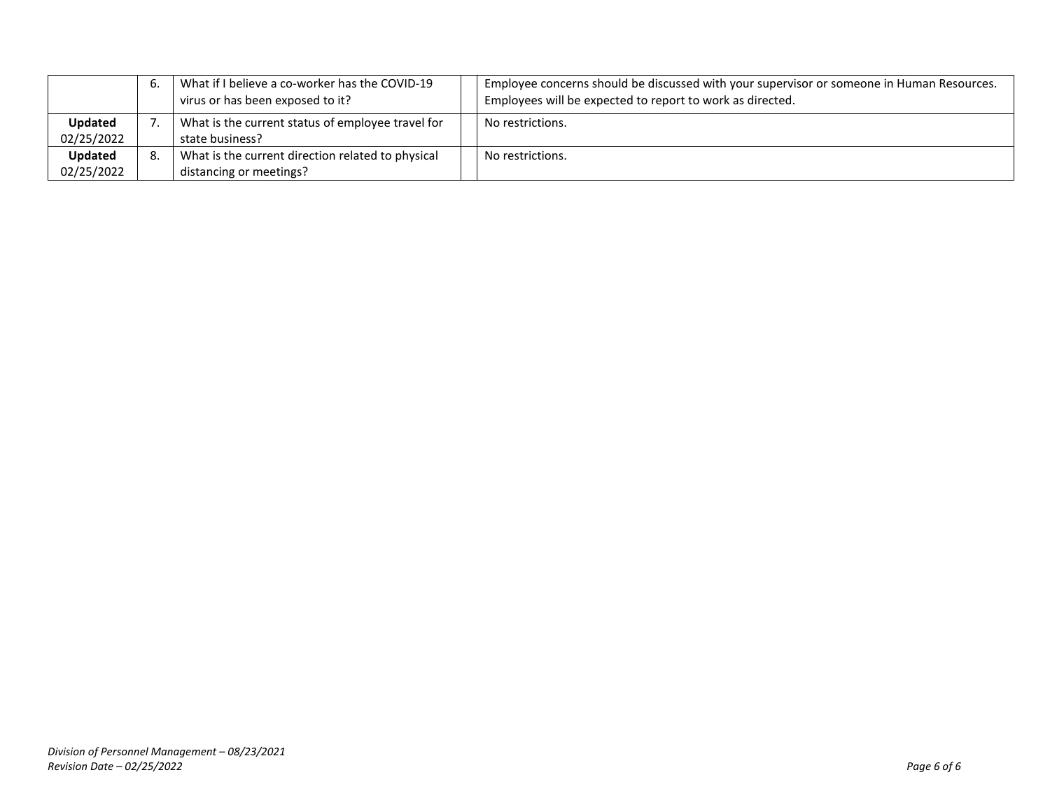| | | | | |
|---|---|---|---|---|
| | 6. | What if I believe a co-worker has the COVID-19 virus or has been exposed to it? | | Employee concerns should be discussed with your supervisor or someone in Human Resources. Employees will be expected to report to work as directed. |
| **Updated** 02/25/2022 | 7. | What is the current status of employee travel for state business? | | No restrictions. |
| **Updated** 02/25/2022 | 8. | What is the current direction related to physical distancing or meetings? | | No restrictions. |